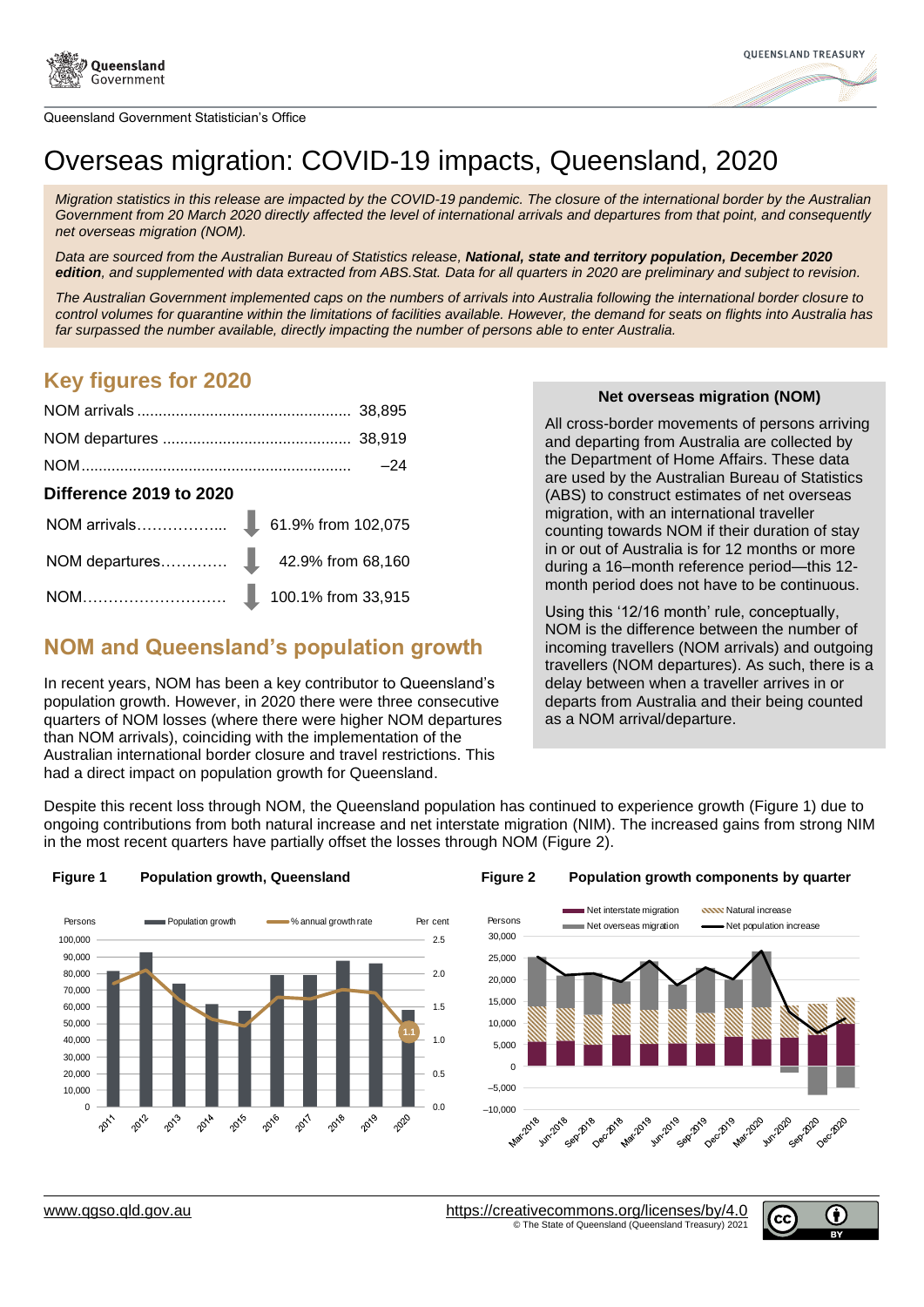Queensland Government Statistician's Office

# Overseas migration: COVID-19 impacts, Queensland, 2020

*Migration statistics in this release are impacted by the COVID-19 pandemic. The closure of the international border by the Australian Government from 20 March 2020 directly affected the level of international arrivals and departures from that point, and consequently net overseas migration (NOM).*

*Data are sourced from the Australian Bureau of Statistics release, **National, state and territory population, December 2020 edition**, and supplemented with data extracted from ABS.Stat. Data for all quarters in 2020 are preliminary and subject to revision.*

*The Australian Government implemented caps on the numbers of arrivals into Australia following the international border closure to control volumes for quarantine within the limitations of facilities available. However, the demand for seats on flights into Australia has far surpassed the number available, directly impacting the number of persons able to enter Australia.*

## Key figures for 2020

NOM arrivals .................................................. 38,895

NOM departures ........................................... 38,919

NOM.............................................................. –24

### Difference 2019 to 2020

| | | |
|---|---|---|
| NOM arrivals.................... | ↓ | 61.9% from 102,075 |
| NOM departures............. | ↓ | 42.9% from 68,160 |
| NOM........................... | ↓ | 100.1% from 33,915 |

### Net overseas migration (NOM)

All cross-border movements of persons arriving and departing from Australia are collected by the Department of Home Affairs. These data are used by the Australian Bureau of Statistics (ABS) to construct estimates of net overseas migration, with an international traveller counting towards NOM if their duration of stay in or out of Australia is for 12 months or more during a 16–month reference period—this 12-month period does not have to be continuous.

Using this '12/16 month' rule, conceptually, NOM is the difference between the number of incoming travellers (NOM arrivals) and outgoing travellers (NOM departures). As such, there is a delay between when a traveller arrives in or departs from Australia and their being counted as a NOM arrival/departure.

## NOM and Queensland's population growth

In recent years, NOM has been a key contributor to Queensland's population growth. However, in 2020 there were three consecutive quarters of NOM losses (where there were higher NOM departures than NOM arrivals), coinciding with the implementation of the Australian international border closure and travel restrictions. This had a direct impact on population growth for Queensland.

Despite this recent loss through NOM, the Queensland population has continued to experience growth (Figure 1) due to ongoing contributions from both natural increase and net interstate migration (NIM). The increased gains from strong NIM in the most recent quarters have partially offset the losses through NOM (Figure 2).

**Figure 1 Population growth, Queensland**

**Figure 2 Population growth components by quarter**

www.qgso.qld.gov.au

https://creativecommons.org/licenses/by/4.0

© The State of Queensland (Queensland Treasury) 2021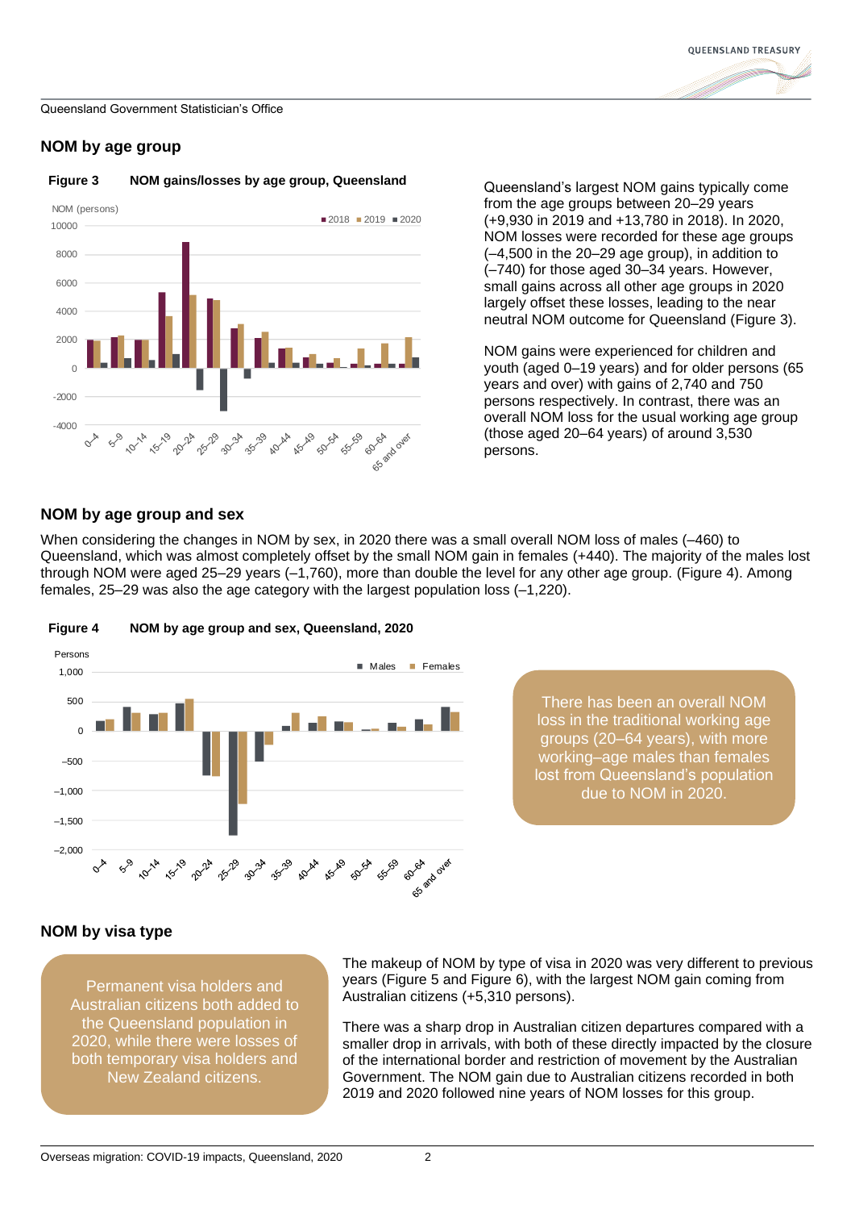## NOM by age group

**Figure 3 NOM gains/losses by age group, Queensland**

Queensland's largest NOM gains typically come from the age groups between 20–29 years (+9,930 in 2019 and +13,780 in 2018). In 2020, NOM losses were recorded for these age groups (–4,500 in the 20–29 age group), in addition to (–740) for those aged 30–34 years. However, small gains across all other age groups in 2020 largely offset these losses, leading to the near neutral NOM outcome for Queensland (Figure 3).

NOM gains were experienced for children and youth (aged 0–19 years) and for older persons (65 years and over) with gains of 2,740 and 750 persons respectively. In contrast, there was an overall NOM loss for the usual working age group (those aged 20–64 years) of around 3,530 persons.

## NOM by age group and sex

When considering the changes in NOM by sex, in 2020 there was a small overall NOM loss of males (–460) to Queensland, which was almost completely offset by the small NOM gain in females (+440). The majority of the males lost through NOM were aged 25–29 years (–1,760), more than double the level for any other age group. (Figure 4). Among females, 25–29 was also the age category with the largest population loss (–1,220).

**Figure 4 NOM by age group and sex, Queensland, 2020**

There has been an overall NOM loss in the traditional working age groups (20–64 years), with more working–age males than females lost from Queensland's population due to NOM in 2020.

## NOM by visa type

Permanent visa holders and Australian citizens both added to the Queensland population in 2020, while there were losses of both temporary visa holders and New Zealand citizens.

The makeup of NOM by type of visa in 2020 was very different to previous years (Figure 5 and Figure 6), with the largest NOM gain coming from Australian citizens (+5,310 persons).

There was a sharp drop in Australian citizen departures compared with a smaller drop in arrivals, with both of these directly impacted by the closure of the international border and restriction of movement by the Australian Government. The NOM gain due to Australian citizens recorded in both 2019 and 2020 followed nine years of NOM losses for this group.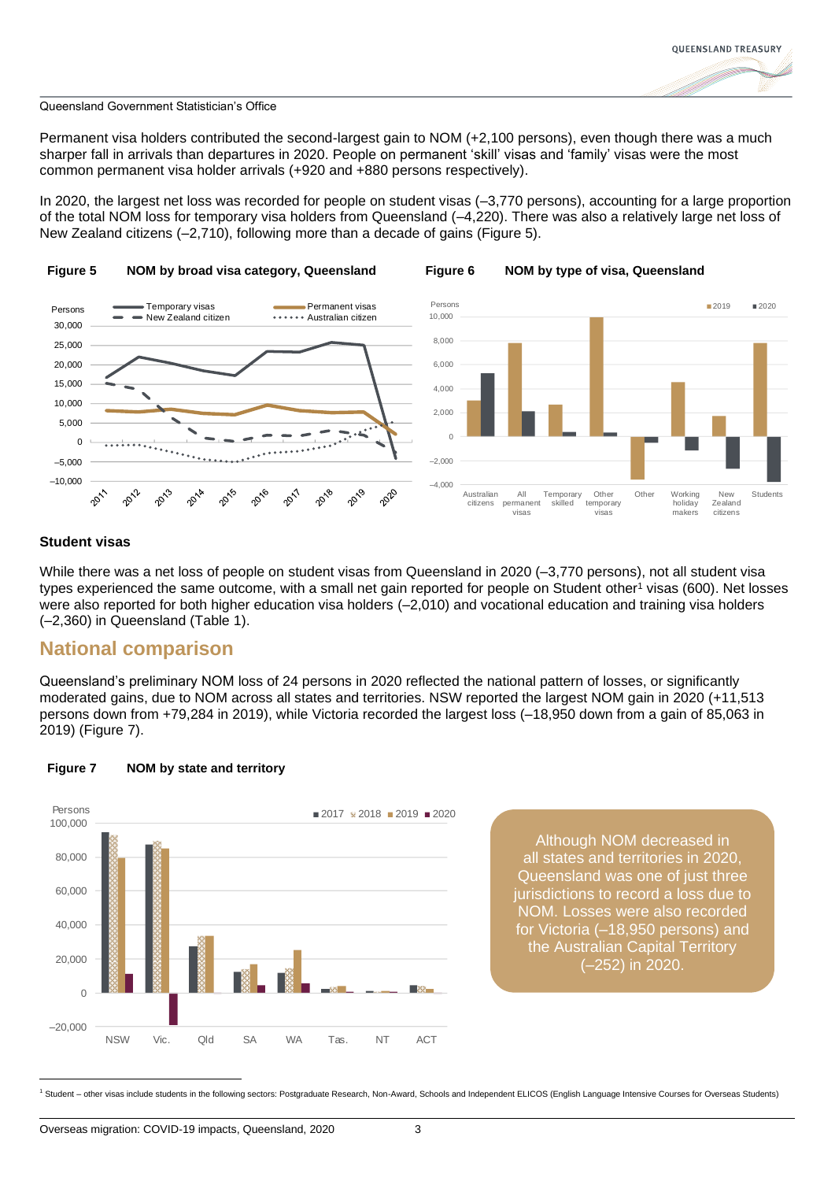Queensland Government Statistician's Office

Permanent visa holders contributed the second-largest gain to NOM (+2,100 persons), even though there was a much sharper fall in arrivals than departures in 2020. People on permanent 'skill' visas and 'family' visas were the most common permanent visa holder arrivals (+920 and +880 persons respectively).

In 2020, the largest net loss was recorded for people on student visas (–3,770 persons), accounting for a large proportion of the total NOM loss for temporary visa holders from Queensland (–4,220). There was also a relatively large net loss of New Zealand citizens (–2,710), following more than a decade of gains (Figure 5).

**Figure 5** NOM by broad visa category, Queensland

**Figure 6** NOM by type of visa, Queensland

### Student visas

While there was a net loss of people on student visas from Queensland in 2020 (–3,770 persons), not all student visa types experienced the same outcome, with a small net gain reported for people on Student other[1] visas (600). Net losses were also reported for both higher education visa holders (–2,010) and vocational education and training visa holders (–2,360) in Queensland (Table 1).

## National comparison

Queensland's preliminary NOM loss of 24 persons in 2020 reflected the national pattern of losses, or significantly moderated gains, due to NOM across all states and territories. NSW reported the largest NOM gain in 2020 (+11,513 persons down from +79,284 in 2019), while Victoria recorded the largest loss (–18,950 down from a gain of 85,063 in 2019) (Figure 7).

**Figure 7** NOM by state and territory

Although NOM decreased in all states and territories in 2020, Queensland was one of just three jurisdictions to record a loss due to NOM. Losses were also recorded for Victoria (–18,950 persons) and the Australian Capital Territory (–252) in 2020.

[1] Student – other visas include students in the following sectors: Postgraduate Research, Non-Award, Schools and Independent ELICOS (English Language Intensive Courses for Overseas Students)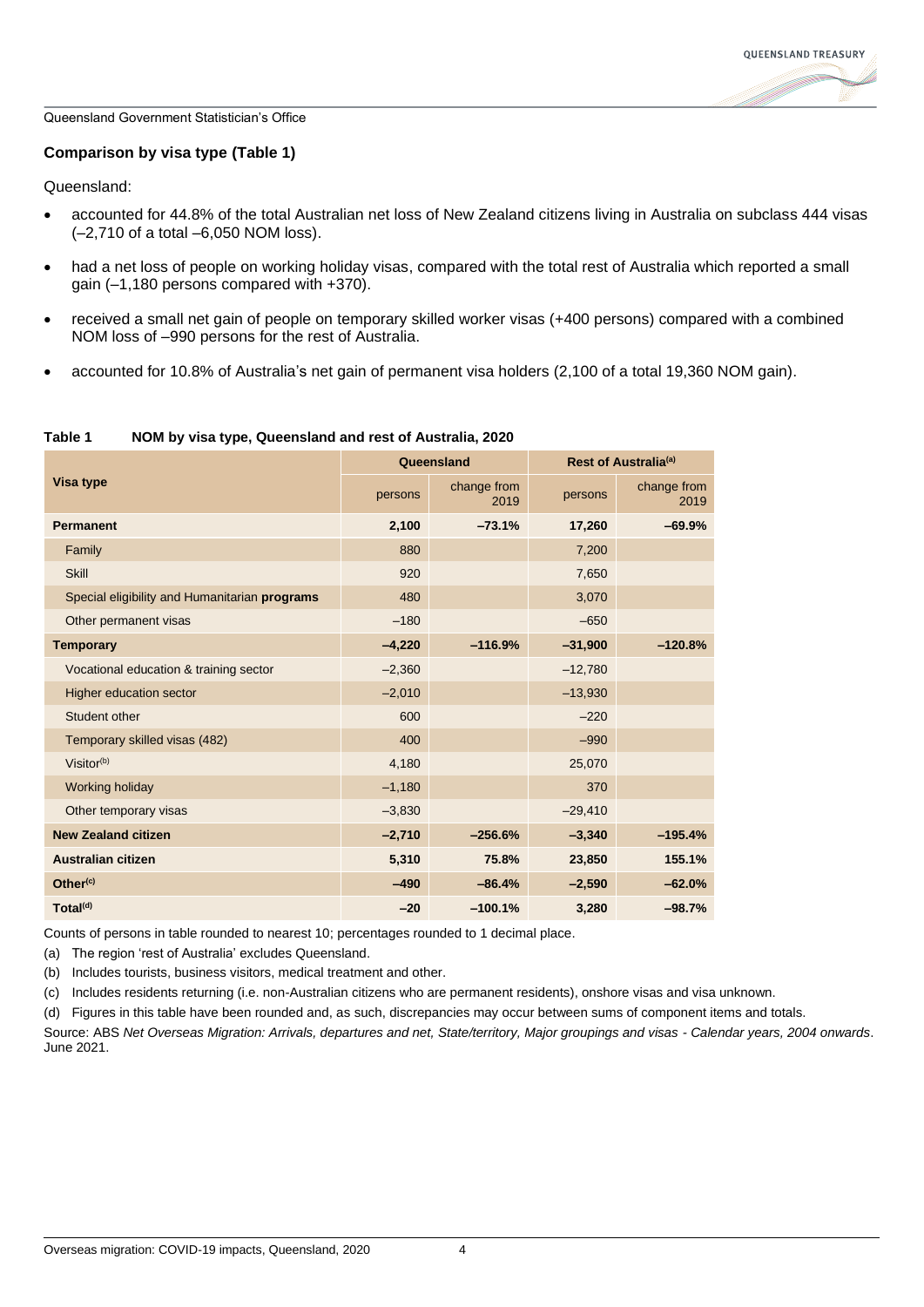Queensland Government Statistician's Office

### Comparison by visa type (Table 1)

Queensland:

- accounted for 44.8% of the total Australian net loss of New Zealand citizens living in Australia on subclass 444 visas (–2,710 of a total –6,050 NOM loss).
- had a net loss of people on working holiday visas, compared with the total rest of Australia which reported a small gain (–1,180 persons compared with +370).
- received a small net gain of people on temporary skilled worker visas (+400 persons) compared with a combined NOM loss of –990 persons for the rest of Australia.
- accounted for 10.8% of Australia's net gain of permanent visa holders (2,100 of a total 19,360 NOM gain).

**Table 1 NOM by visa type, Queensland and rest of Australia, 2020**

| Visa type | Queensland | | Rest of Australia[(a)] | |
|---|---|---|---|---|
| | persons | change from 2019 | persons | change from 2019 |
| **Permanent** | **2,100** | **–73.1%** | **17,260** | **–69.9%** |
| Family | 880 | | 7,200 | |
| Skill | 920 | | 7,650 | |
| Special eligibility and Humanitarian **programs** | 480 | | 3,070 | |
| Other permanent visas | –180 | | –650 | |
| **Temporary** | **–4,220** | **–116.9%** | **–31,900** | **–120.8%** |
| Vocational education & training sector | –2,360 | | –12,780 | |
| Higher education sector | –2,010 | | –13,930 | |
| Student other | 600 | | –220 | |
| Temporary skilled visas (482) | 400 | | –990 | |
| Visitor[(b)] | 4,180 | | 25,070 | |
| Working holiday | –1,180 | | 370 | |
| Other temporary visas | –3,830 | | –29,410 | |
| **New Zealand citizen** | **–2,710** | **–256.6%** | **–3,340** | **–195.4%** |
| **Australian citizen** | **5,310** | **75.8%** | **23,850** | **155.1%** |
| **Other[(c)]** | **–490** | **–86.4%** | **–2,590** | **–62.0%** |
| **Total[(d)]** | **–20** | **–100.1%** | **3,280** | **–98.7%** |

Counts of persons in table rounded to nearest 10; percentages rounded to 1 decimal place.

(a) The region 'rest of Australia' excludes Queensland.

(b) Includes tourists, business visitors, medical treatment and other.

(c) Includes residents returning (i.e. non-Australian citizens who are permanent residents), onshore visas and visa unknown.

(d) Figures in this table have been rounded and, as such, discrepancies may occur between sums of component items and totals.

Source: ABS *Net Overseas Migration: Arrivals, departures and net, State/territory, Major groupings and visas - Calendar years, 2004 onwards*. June 2021.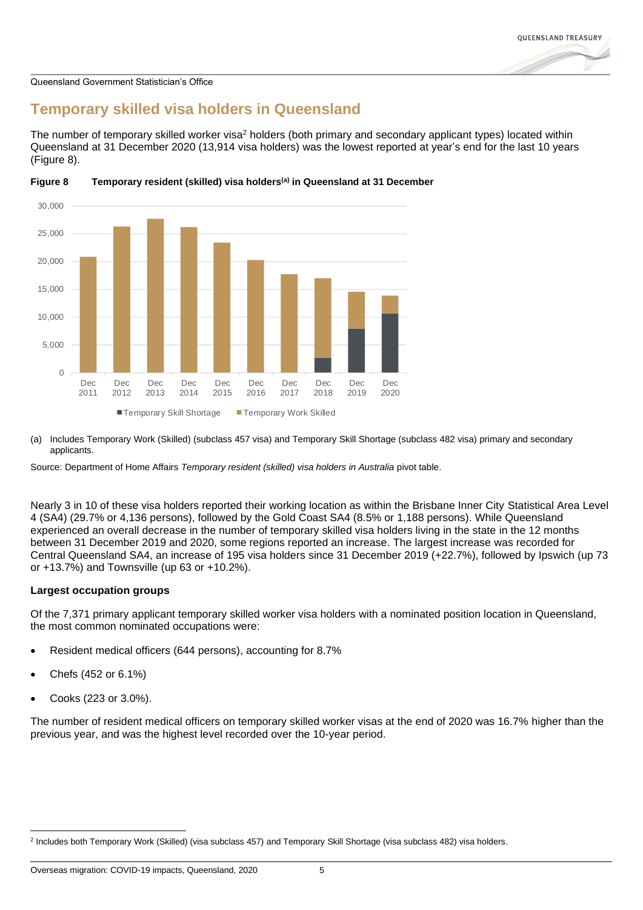## Temporary skilled visa holders in Queensland

The number of temporary skilled worker visa[2] holders (both primary and secondary applicant types) located within Queensland at 31 December 2020 (13,914 visa holders) was the lowest reported at year's end for the last 10 years (Figure 8).

**Figure 8 Temporary resident (skilled) visa holders[(a)] in Queensland at 31 December**

(a) Includes Temporary Work (Skilled) (subclass 457 visa) and Temporary Skill Shortage (subclass 482 visa) primary and secondary applicants.

Source: Department of Home Affairs *Temporary resident (skilled) visa holders in Australia* pivot table.

Nearly 3 in 10 of these visa holders reported their working location as within the Brisbane Inner City Statistical Area Level 4 (SA4) (29.7% or 4,136 persons), followed by the Gold Coast SA4 (8.5% or 1,188 persons). While Queensland experienced an overall decrease in the number of temporary skilled visa holders living in the state in the 12 months between 31 December 2019 and 2020, some regions reported an increase. The largest increase was recorded for Central Queensland SA4, an increase of 195 visa holders since 31 December 2019 (+22.7%), followed by Ipswich (up 73 or +13.7%) and Townsville (up 63 or +10.2%).

**Largest occupation groups**

Of the 7,371 primary applicant temporary skilled worker visa holders with a nominated position location in Queensland, the most common nominated occupations were:

- Resident medical officers (644 persons), accounting for 8.7%
- Chefs (452 or 6.1%)
- Cooks (223 or 3.0%).

The number of resident medical officers on temporary skilled worker visas at the end of 2020 was 16.7% higher than the previous year, and was the highest level recorded over the 10-year period.

[2] Includes both Temporary Work (Skilled) (visa subclass 457) and Temporary Skill Shortage (visa subclass 482) visa holders.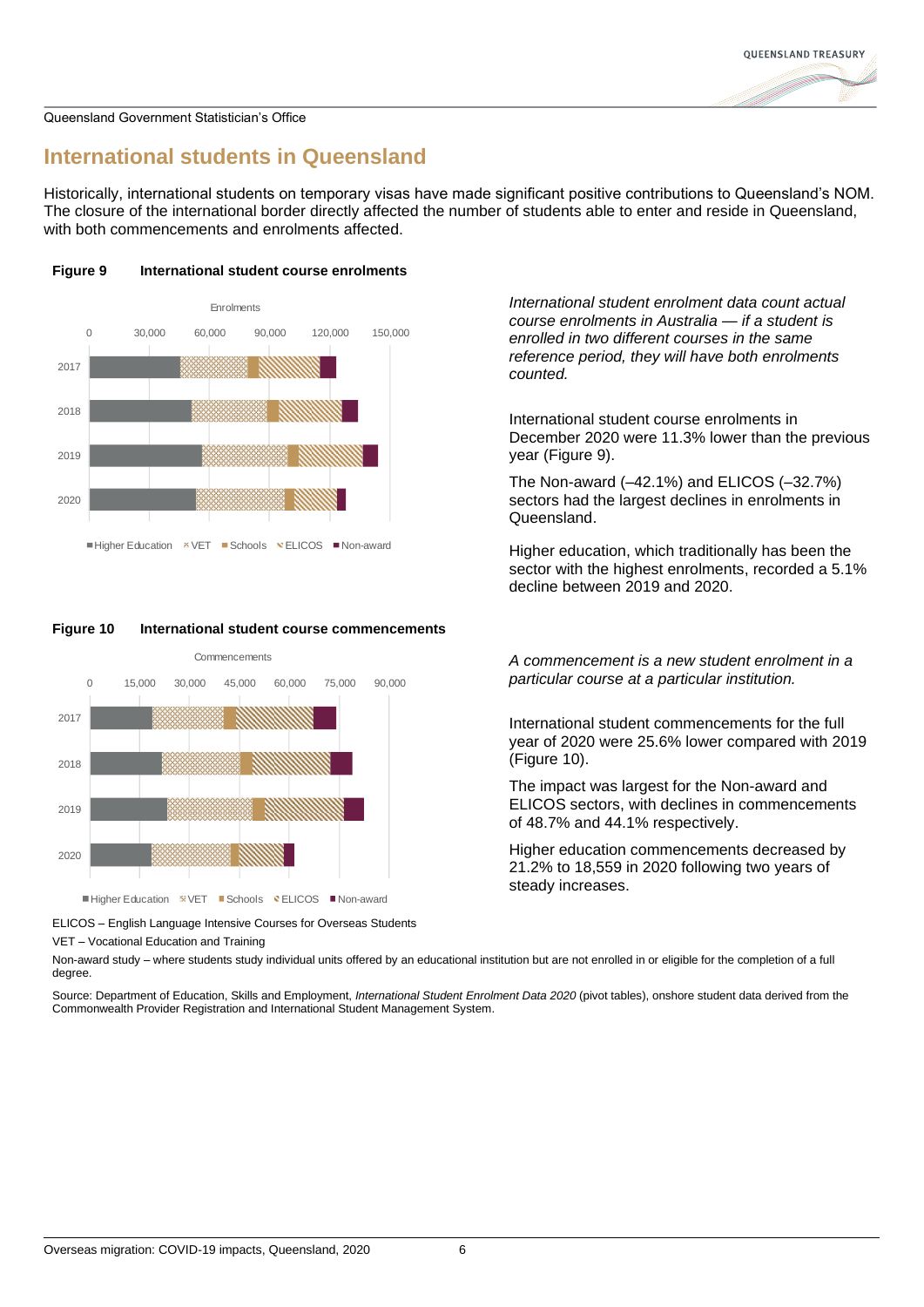## International students in Queensland

Historically, international students on temporary visas have made significant positive contributions to Queensland's NOM. The closure of the international border directly affected the number of students able to enter and reside in Queensland, with both commencements and enrolments affected.

**Figure 9 International student course enrolments**

Enrolments

0
30,000
60,000
90,000
120,000
150,000

2017
2018
2019
2020

Higher Education
VET
Schools
ELICOS
Non-award

*International student enrolment data count actual course enrolments in Australia — if a student is enrolled in two different courses in the same reference period, they will have both enrolments counted.*

International student course enrolments in December 2020 were 11.3% lower than the previous year (Figure 9).

The Non-award (–42.1%) and ELICOS (–32.7%) sectors had the largest declines in enrolments in Queensland.

Higher education, which traditionally has been the sector with the highest enrolments, recorded a 5.1% decline between 2019 and 2020.

**Figure 10 International student course commencements**

Commencements

0
15,000
30,000
45,000
60,000
75,000
90,000

2017
2018
2019
2020

Higher Education
VET
Schools
ELICOS
Non-award

*A commencement is a new student enrolment in a particular course at a particular institution.*

International student commencements for the full year of 2020 were 25.6% lower compared with 2019 (Figure 10).

The impact was largest for the Non-award and ELICOS sectors, with declines in commencements of 48.7% and 44.1% respectively.

Higher education commencements decreased by 21.2% to 18,559 in 2020 following two years of steady increases.

ELICOS – English Language Intensive Courses for Overseas Students

VET – Vocational Education and Training

Non-award study – where students study individual units offered by an educational institution but are not enrolled in or eligible for the completion of a full degree.

Source: Department of Education, Skills and Employment, *International Student Enrolment Data 2020* (pivot tables), onshore student data derived from the Commonwealth Provider Registration and International Student Management System.